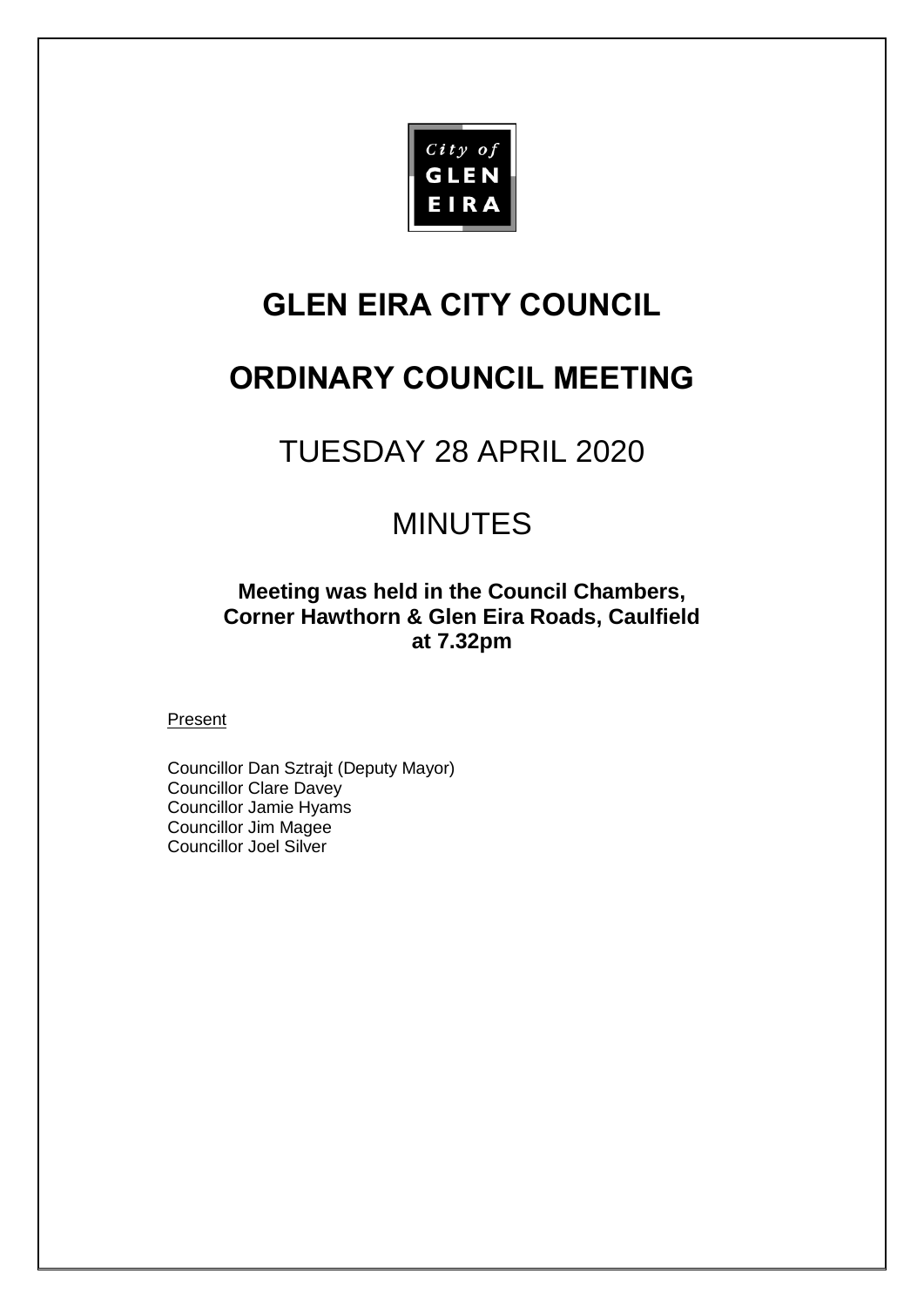City of GLEN EIRA

# GLEN EIRA CITY COUNCIL

# ORDINARY COUNCIL MEETING

## TUESDAY 28 APRIL 2020

## MINUTES

**Meeting was held in the Council Chambers,**
**Corner Hawthorn & Glen Eira Roads, Caulfield**
**at 7.32pm**

Present

Councillor Dan Sztrajt (Deputy Mayor)
Councillor Clare Davey
Councillor Jamie Hyams
Councillor Jim Magee
Councillor Joel Silver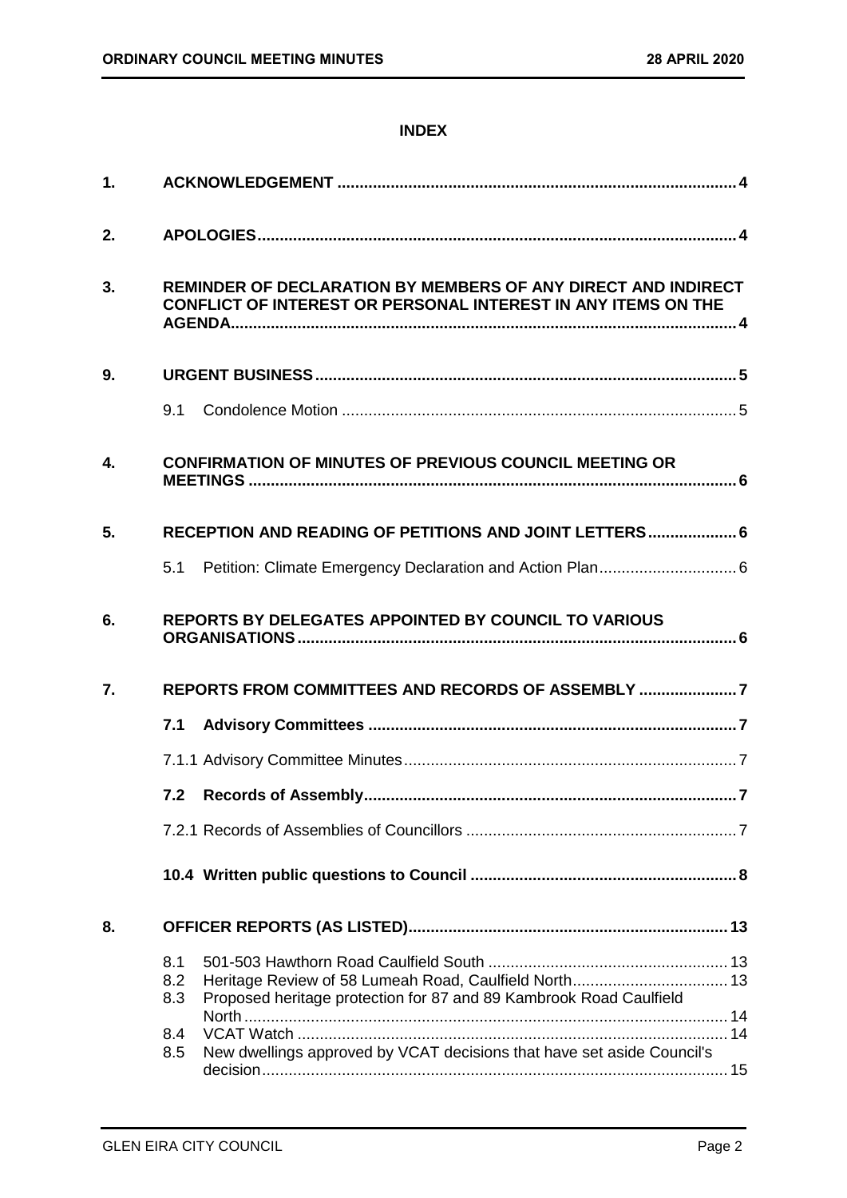**INDEX**

| | | |
|---|---|---|
| **1.** | **ACKNOWLEDGEMENT** | **4** |
| **2.** | **APOLOGIES** | **4** |
| **3.** | **REMINDER OF DECLARATION BY MEMBERS OF ANY DIRECT AND INDIRECT CONFLICT OF INTEREST OR PERSONAL INTEREST IN ANY ITEMS ON THE AGENDA** | **4** |
| **9.** | **URGENT BUSINESS** | **5** |
| | 9.1 Condolence Motion | 5 |
| **4.** | **CONFIRMATION OF MINUTES OF PREVIOUS COUNCIL MEETING OR MEETINGS** | **6** |
| **5.** | **RECEPTION AND READING OF PETITIONS AND JOINT LETTERS** | **6** |
| | 5.1 Petition: Climate Emergency Declaration and Action Plan | 6 |
| **6.** | **REPORTS BY DELEGATES APPOINTED BY COUNCIL TO VARIOUS ORGANISATIONS** | **6** |
| **7.** | **REPORTS FROM COMMITTEES AND RECORDS OF ASSEMBLY** | **7** |
| | **7.1 Advisory Committees** | **7** |
| | 7.1.1 Advisory Committee Minutes | 7 |
| | **7.2 Records of Assembly** | **7** |
| | 7.2.1 Records of Assemblies of Councillors | 7 |
| | **10.4 Written public questions to Council** | **8** |
| **8.** | **OFFICER REPORTS (AS LISTED)** | **13** |
| | 8.1 501-503 Hawthorn Road Caulfield South | 13 |
| | 8.2 Heritage Review of 58 Lumeah Road, Caulfield North | 13 |
| | 8.3 Proposed heritage protection for 87 and 89 Kambrook Road Caulfield North | 14 |
| | 8.4 VCAT Watch | 14 |
| | 8.5 New dwellings approved by VCAT decisions that have set aside Council's decision | 15 |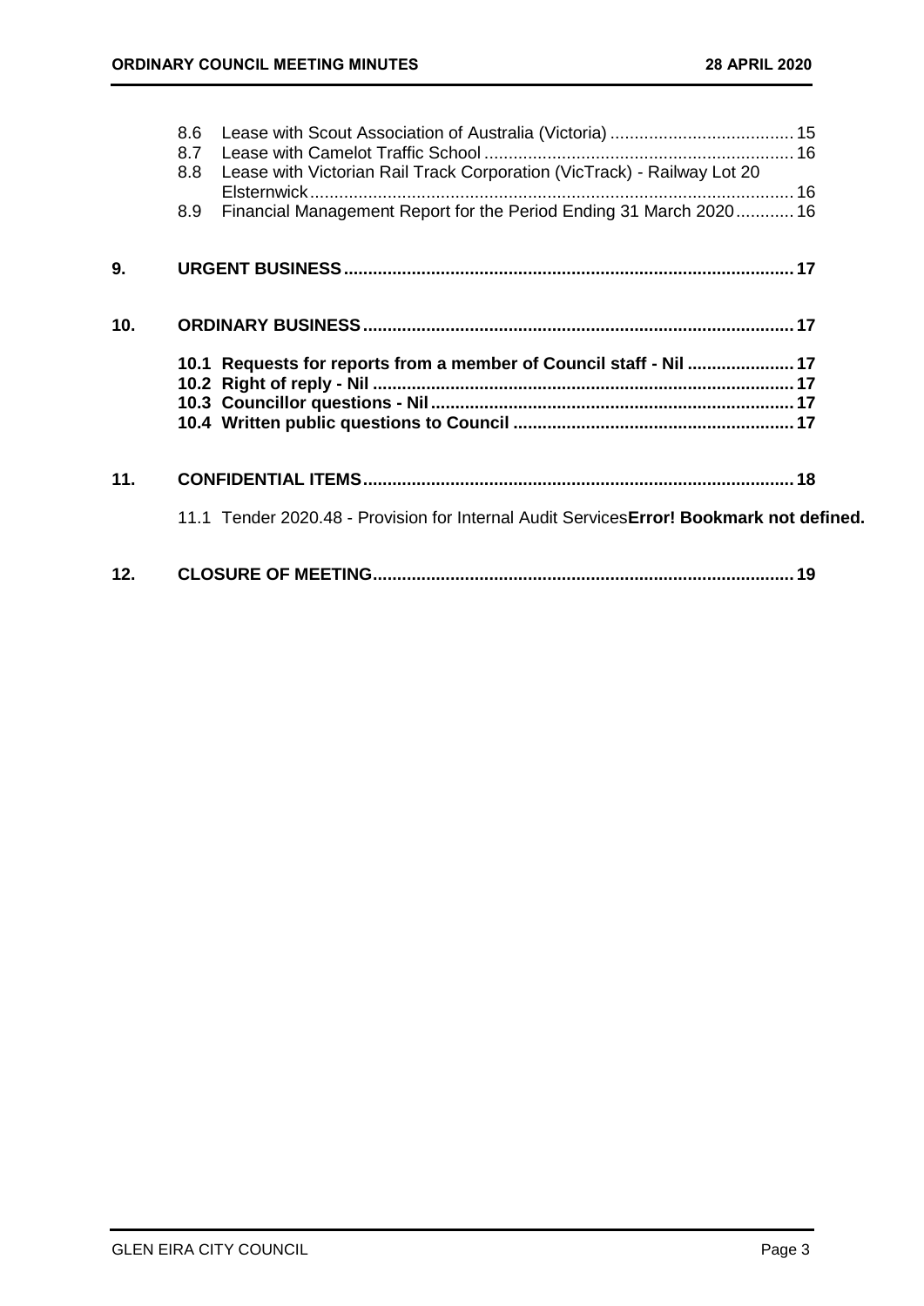8.6 Lease with Scout Association of Australia (Victoria) ...................................... 15
8.7 Lease with Camelot Traffic School ................................................................ 16
8.8 Lease with Victorian Rail Track Corporation (VicTrack) - Railway Lot 20 Elsternwick .................................................................................................... 16
8.9 Financial Management Report for the Period Ending 31 March 2020............ 16

**9. URGENT BUSINESS............................................................................................ 17**

**10. ORDINARY BUSINESS........................................................................................ 17**

**10.1 Requests for reports from a member of Council staff - Nil ...................... 17**
**10.2 Right of reply - Nil ....................................................................................... 17**
**10.3 Councillor questions - Nil.......................................................................... 17**
**10.4 Written public questions to Council .......................................................... 17**

**11. CONFIDENTIAL ITEMS........................................................................................ 18**

11.1 Tender 2020.48 - Provision for Internal Audit Services**Error! Bookmark not defined.**

**12. CLOSURE OF MEETING...................................................................................... 19**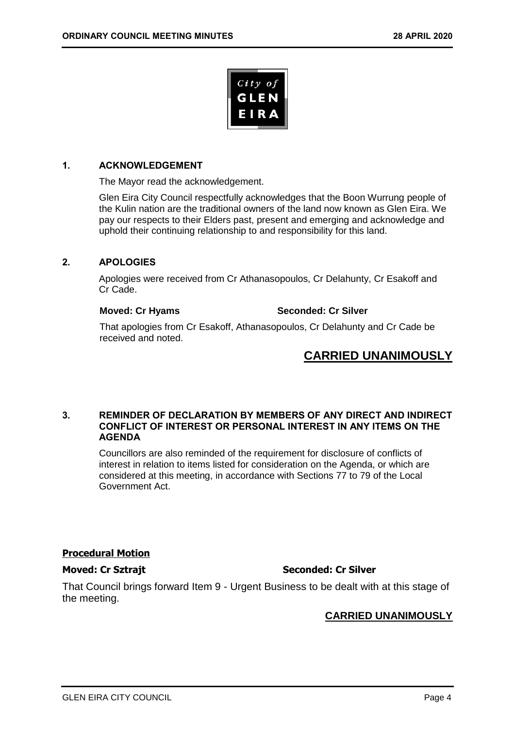## 1. ACKNOWLEDGEMENT

The Mayor read the acknowledgement.

Glen Eira City Council respectfully acknowledges that the Boon Wurrung people of the Kulin nation are the traditional owners of the land now known as Glen Eira. We pay our respects to their Elders past, present and emerging and acknowledge and uphold their continuing relationship to and responsibility for this land.

## 2. APOLOGIES

Apologies were received from Cr Athanasopoulos, Cr Delahunty, Cr Esakoff and Cr Cade.

**Moved: Cr Hyams** **Seconded: Cr Silver**

That apologies from Cr Esakoff, Athanasopoulos, Cr Delahunty and Cr Cade be received and noted.

**CARRIED UNANIMOUSLY**

## 3. REMINDER OF DECLARATION BY MEMBERS OF ANY DIRECT AND INDIRECT CONFLICT OF INTEREST OR PERSONAL INTEREST IN ANY ITEMS ON THE AGENDA

Councillors are also reminded of the requirement for disclosure of conflicts of interest in relation to items listed for consideration on the Agenda, or which are considered at this meeting, in accordance with Sections 77 to 79 of the Local Government Act.

**Procedural Motion**

**Moved: Cr Sztrajt** **Seconded: Cr Silver**

That Council brings forward Item 9 - Urgent Business to be dealt with at this stage of the meeting.

**CARRIED UNANIMOUSLY**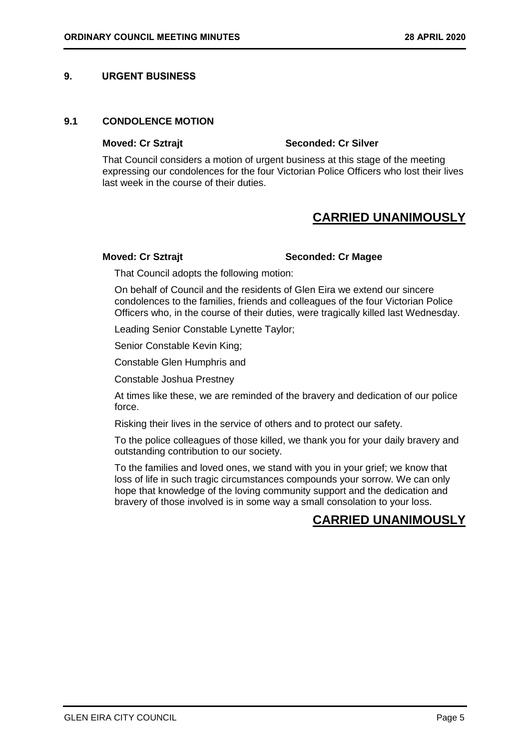## 9. URGENT BUSINESS

### 9.1 CONDOLENCE MOTION

**Moved: Cr Sztrajt** **Seconded: Cr Silver**

That Council considers a motion of urgent business at this stage of the meeting expressing our condolences for the four Victorian Police Officers who lost their lives last week in the course of their duties.

**CARRIED UNANIMOUSLY**

**Moved: Cr Sztrajt** **Seconded: Cr Magee**

That Council adopts the following motion:

On behalf of Council and the residents of Glen Eira we extend our sincere condolences to the families, friends and colleagues of the four Victorian Police Officers who, in the course of their duties, were tragically killed last Wednesday.

Leading Senior Constable Lynette Taylor;

Senior Constable Kevin King;

Constable Glen Humphris and

Constable Joshua Prestney

At times like these, we are reminded of the bravery and dedication of our police force.

Risking their lives in the service of others and to protect our safety.

To the police colleagues of those killed, we thank you for your daily bravery and outstanding contribution to our society.

To the families and loved ones, we stand with you in your grief; we know that loss of life in such tragic circumstances compounds your sorrow. We can only hope that knowledge of the loving community support and the dedication and bravery of those involved is in some way a small consolation to your loss.

**CARRIED UNANIMOUSLY**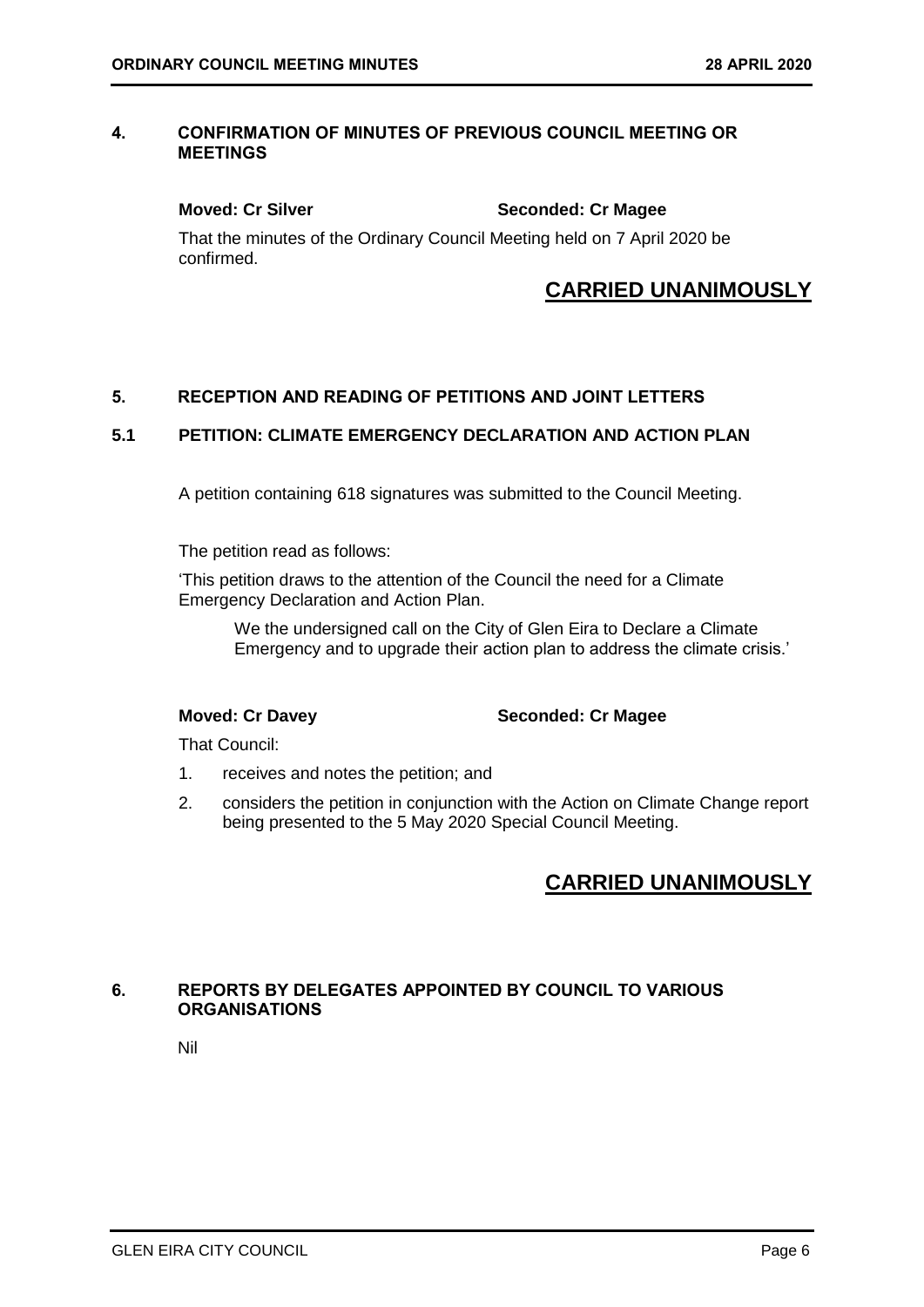## 4. CONFIRMATION OF MINUTES OF PREVIOUS COUNCIL MEETING OR MEETINGS

**Moved: Cr Silver** **Seconded: Cr Magee**

That the minutes of the Ordinary Council Meeting held on 7 April 2020 be confirmed.

**CARRIED UNANIMOUSLY**

## 5. RECEPTION AND READING OF PETITIONS AND JOINT LETTERS

### 5.1 PETITION: CLIMATE EMERGENCY DECLARATION AND ACTION PLAN

A petition containing 618 signatures was submitted to the Council Meeting.

The petition read as follows:

'This petition draws to the attention of the Council the need for a Climate Emergency Declaration and Action Plan.

> We the undersigned call on the City of Glen Eira to Declare a Climate Emergency and to upgrade their action plan to address the climate crisis.'

**Moved: Cr Davey** **Seconded: Cr Magee**

That Council:

1. receives and notes the petition; and
2. considers the petition in conjunction with the Action on Climate Change report being presented to the 5 May 2020 Special Council Meeting.

**CARRIED UNANIMOUSLY**

## 6. REPORTS BY DELEGATES APPOINTED BY COUNCIL TO VARIOUS ORGANISATIONS

Nil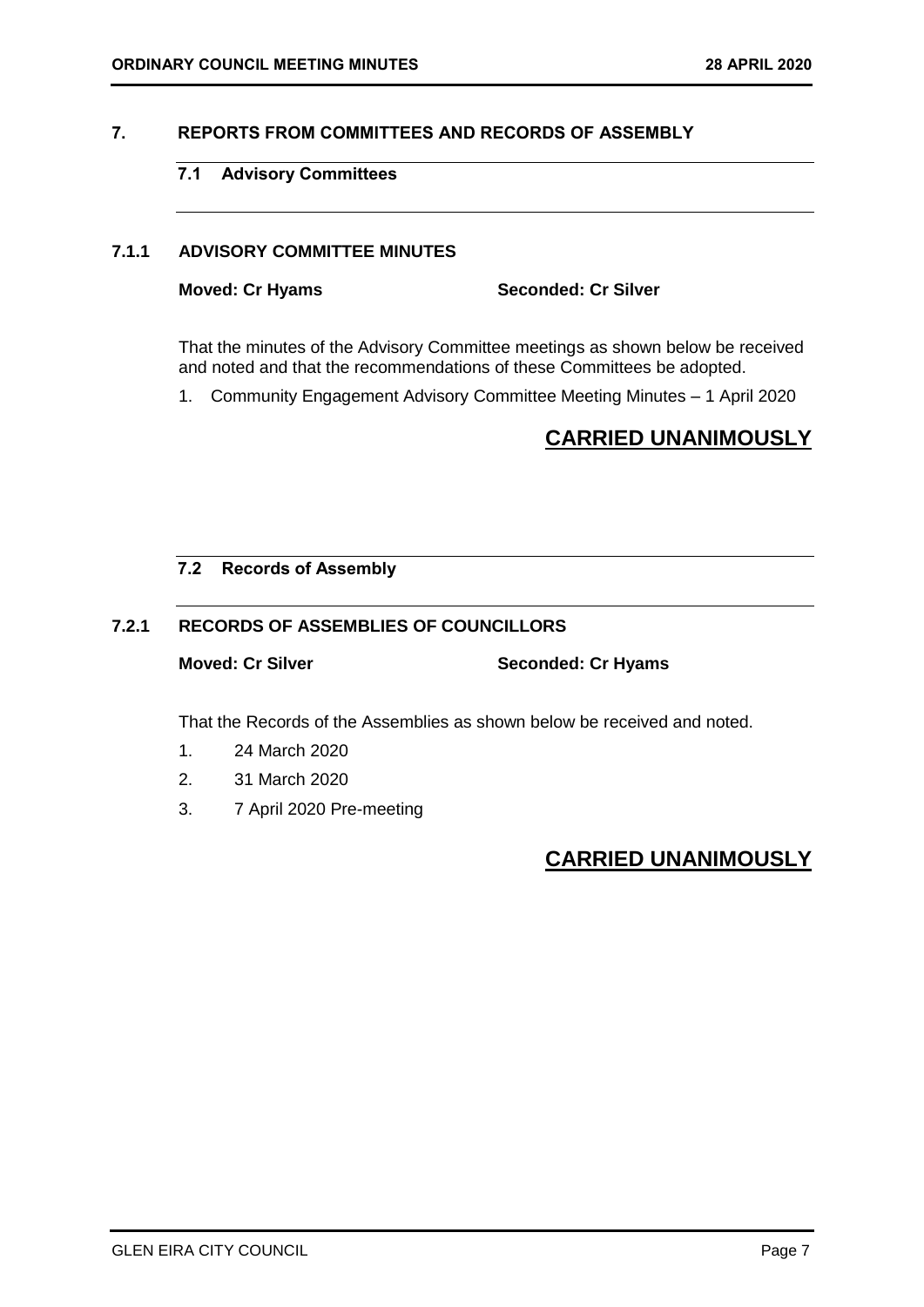## 7. REPORTS FROM COMMITTEES AND RECORDS OF ASSEMBLY

### 7.1 Advisory Committees

### 7.1.1 ADVISORY COMMITTEE MINUTES

**Moved: Cr Hyams** **Seconded: Cr Silver**

That the minutes of the Advisory Committee meetings as shown below be received and noted and that the recommendations of these Committees be adopted.

1. Community Engagement Advisory Committee Meeting Minutes – 1 April 2020

**CARRIED UNANIMOUSLY**

### 7.2 Records of Assembly

### 7.2.1 RECORDS OF ASSEMBLIES OF COUNCILLORS

**Moved: Cr Silver** **Seconded: Cr Hyams**

That the Records of the Assemblies as shown below be received and noted.

1. 24 March 2020
2. 31 March 2020
3. 7 April 2020 Pre-meeting

**CARRIED UNANIMOUSLY**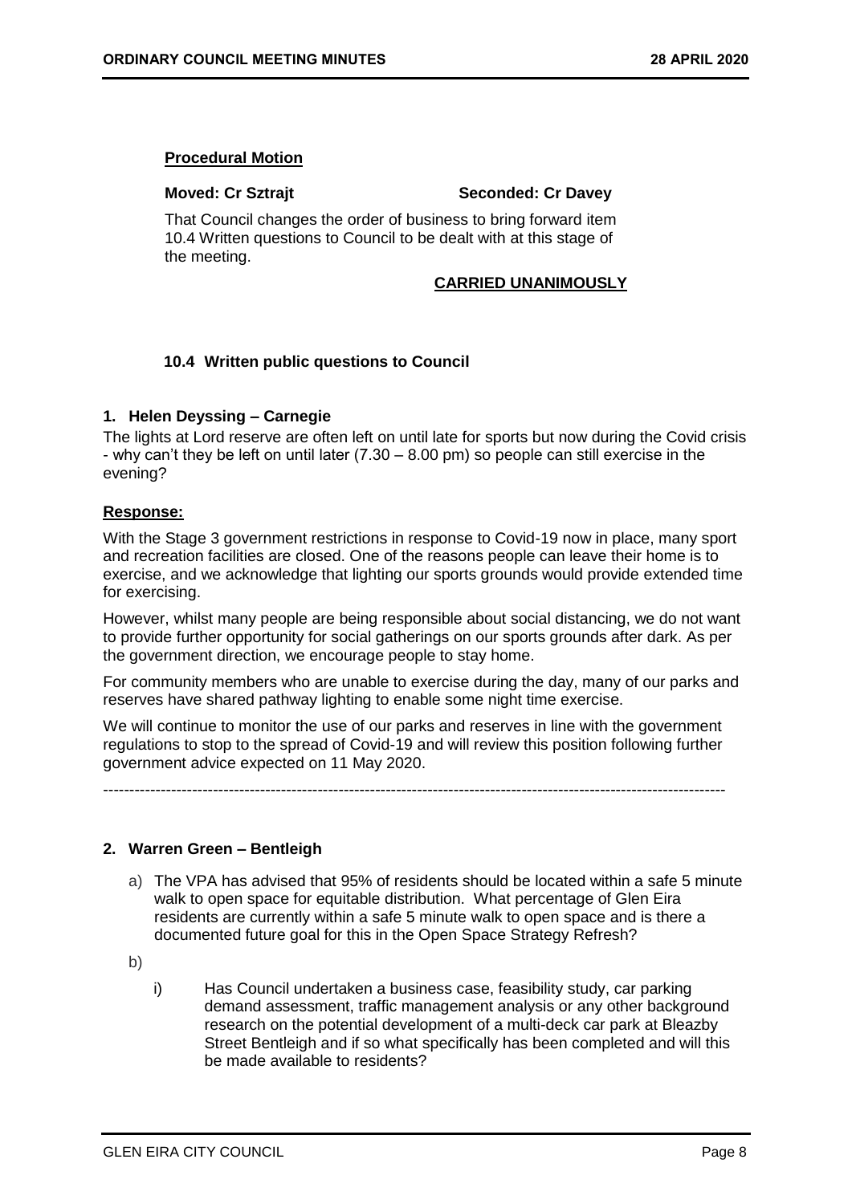**Procedural Motion**

**Moved: Cr Sztrajt** **Seconded: Cr Davey**

That Council changes the order of business to bring forward item 10.4 Written questions to Council to be dealt with at this stage of the meeting.

**CARRIED UNANIMOUSLY**

## 10.4 Written public questions to Council

### 1. Helen Deyssing – Carnegie

The lights at Lord reserve are often left on until late for sports but now during the Covid crisis - why can't they be left on until later (7.30 – 8.00 pm) so people can still exercise in the evening?

**Response:**

With the Stage 3 government restrictions in response to Covid-19 now in place, many sport and recreation facilities are closed. One of the reasons people can leave their home is to exercise, and we acknowledge that lighting our sports grounds would provide extended time for exercising.

However, whilst many people are being responsible about social distancing, we do not want to provide further opportunity for social gatherings on our sports grounds after dark. As per the government direction, we encourage people to stay home.

For community members who are unable to exercise during the day, many of our parks and reserves have shared pathway lighting to enable some night time exercise.

We will continue to monitor the use of our parks and reserves in line with the government regulations to stop to the spread of Covid-19 and will review this position following further government advice expected on 11 May 2020.

---

### 2. Warren Green – Bentleigh

a) The VPA has advised that 95% of residents should be located within a safe 5 minute walk to open space for equitable distribution. What percentage of Glen Eira residents are currently within a safe 5 minute walk to open space and is there a documented future goal for this in the Open Space Strategy Refresh?

b)

i) Has Council undertaken a business case, feasibility study, car parking demand assessment, traffic management analysis or any other background research on the potential development of a multi-deck car park at Bleazby Street Bentleigh and if so what specifically has been completed and will this be made available to residents?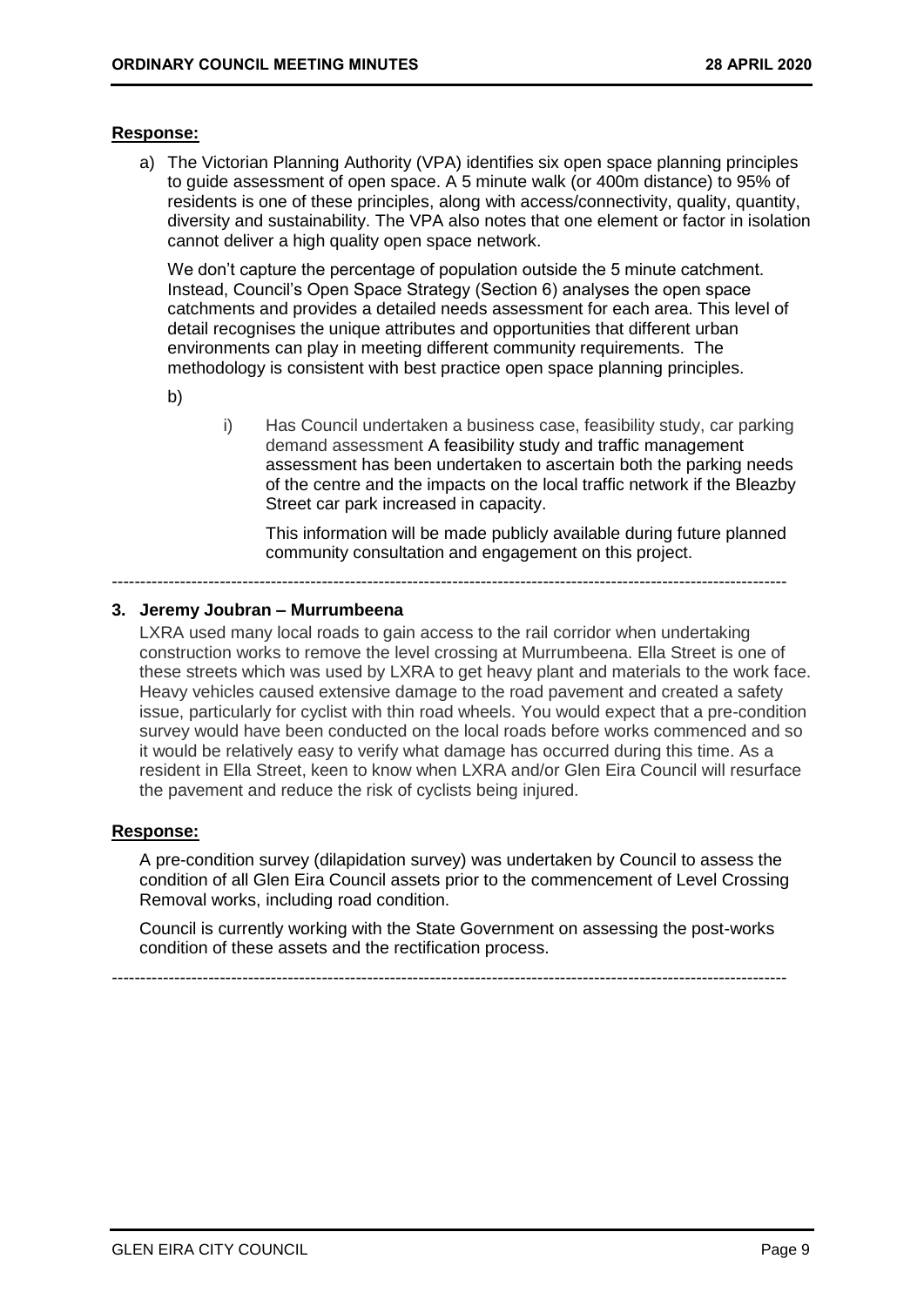**Response:**

a) The Victorian Planning Authority (VPA) identifies six open space planning principles to guide assessment of open space. A 5 minute walk (or 400m distance) to 95% of residents is one of these principles, along with access/connectivity, quality, quantity, diversity and sustainability. The VPA also notes that one element or factor in isolation cannot deliver a high quality open space network.

We don't capture the percentage of population outside the 5 minute catchment. Instead, Council's Open Space Strategy (Section 6) analyses the open space catchments and provides a detailed needs assessment for each area. This level of detail recognises the unique attributes and opportunities that different urban environments can play in meeting different community requirements. The methodology is consistent with best practice open space planning principles.

b)

i) Has Council undertaken a business case, feasibility study, car parking demand assessment A feasibility study and traffic management assessment has been undertaken to ascertain both the parking needs of the centre and the impacts on the local traffic network if the Bleazby Street car park increased in capacity.

This information will be made publicly available during future planned community consultation and engagement on this project.

---

**3. Jeremy Joubran – Murrumbeena**

LXRA used many local roads to gain access to the rail corridor when undertaking construction works to remove the level crossing at Murrumbeena. Ella Street is one of these streets which was used by LXRA to get heavy plant and materials to the work face. Heavy vehicles caused extensive damage to the road pavement and created a safety issue, particularly for cyclist with thin road wheels. You would expect that a pre-condition survey would have been conducted on the local roads before works commenced and so it would be relatively easy to verify what damage has occurred during this time. As a resident in Ella Street, keen to know when LXRA and/or Glen Eira Council will resurface the pavement and reduce the risk of cyclists being injured.

**Response:**

A pre-condition survey (dilapidation survey) was undertaken by Council to assess the condition of all Glen Eira Council assets prior to the commencement of Level Crossing Removal works, including road condition.

Council is currently working with the State Government on assessing the post-works condition of these assets and the rectification process.

---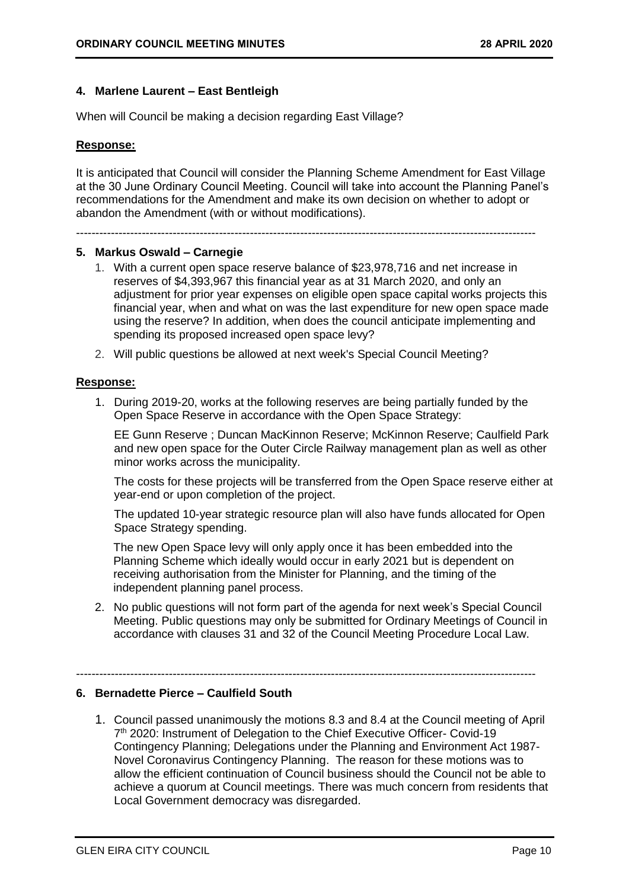### 4. Marlene Laurent – East Bentleigh

When will Council be making a decision regarding East Village?

**Response:**

It is anticipated that Council will consider the Planning Scheme Amendment for East Village at the 30 June Ordinary Council Meeting. Council will take into account the Planning Panel's recommendations for the Amendment and make its own decision on whether to adopt or abandon the Amendment (with or without modifications).

---

### 5. Markus Oswald – Carnegie

1. With a current open space reserve balance of $23,978,716 and net increase in reserves of $4,393,967 this financial year as at 31 March 2020, and only an adjustment for prior year expenses on eligible open space capital works projects this financial year, when and what on was the last expenditure for new open space made using the reserve? In addition, when does the council anticipate implementing and spending its proposed increased open space levy?
2. Will public questions be allowed at next week's Special Council Meeting?

**Response:**

1. During 2019-20, works at the following reserves are being partially funded by the Open Space Reserve in accordance with the Open Space Strategy:

   EE Gunn Reserve ; Duncan MacKinnon Reserve; McKinnon Reserve; Caulfield Park and new open space for the Outer Circle Railway management plan as well as other minor works across the municipality.

   The costs for these projects will be transferred from the Open Space reserve either at year-end or upon completion of the project.

   The updated 10-year strategic resource plan will also have funds allocated for Open Space Strategy spending.

   The new Open Space levy will only apply once it has been embedded into the Planning Scheme which ideally would occur in early 2021 but is dependent on receiving authorisation from the Minister for Planning, and the timing of the independent planning panel process.

2. No public questions will not form part of the agenda for next week's Special Council Meeting. Public questions may only be submitted for Ordinary Meetings of Council in accordance with clauses 31 and 32 of the Council Meeting Procedure Local Law.

---

### 6. Bernadette Pierce – Caulfield South

1. Council passed unanimously the motions 8.3 and 8.4 at the Council meeting of April 7th 2020: Instrument of Delegation to the Chief Executive Officer- Covid-19 Contingency Planning; Delegations under the Planning and Environment Act 1987- Novel Coronavirus Contingency Planning. The reason for these motions was to allow the efficient continuation of Council business should the Council not be able to achieve a quorum at Council meetings. There was much concern from residents that Local Government democracy was disregarded.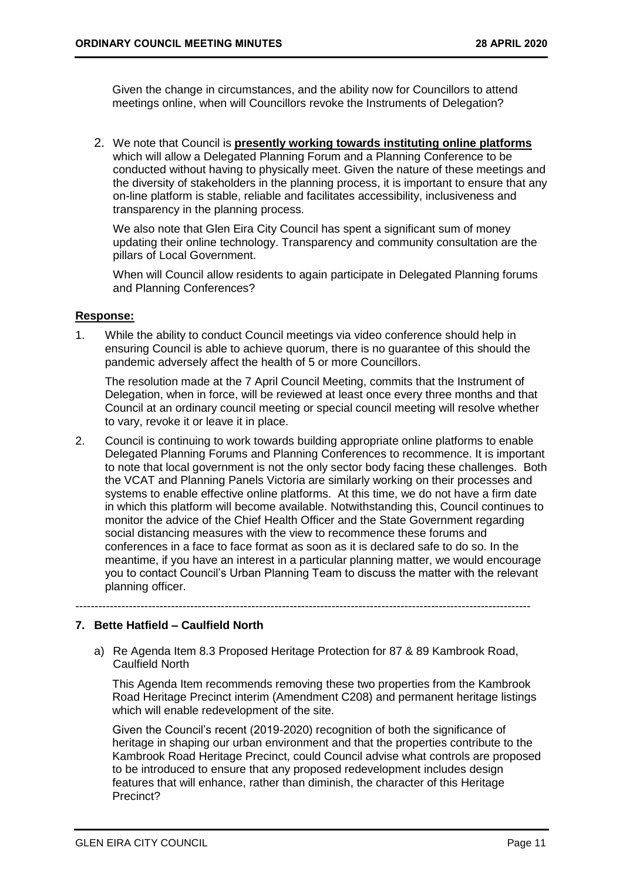Given the change in circumstances, and the ability now for Councillors to attend meetings online, when will Councillors revoke the Instruments of Delegation?

2. We note that Council is **presently working towards instituting online platforms** which will allow a Delegated Planning Forum and a Planning Conference to be conducted without having to physically meet. Given the nature of these meetings and the diversity of stakeholders in the planning process, it is important to ensure that any on-line platform is stable, reliable and facilitates accessibility, inclusiveness and transparency in the planning process.

   We also note that Glen Eira City Council has spent a significant sum of money updating their online technology. Transparency and community consultation are the pillars of Local Government.

   When will Council allow residents to again participate in Delegated Planning forums and Planning Conferences?

**Response:**

1. While the ability to conduct Council meetings via video conference should help in ensuring Council is able to achieve quorum, there is no guarantee of this should the pandemic adversely affect the health of 5 or more Councillors.

   The resolution made at the 7 April Council Meeting, commits that the Instrument of Delegation, when in force, will be reviewed at least once every three months and that Council at an ordinary council meeting or special council meeting will resolve whether to vary, revoke it or leave it in place.

2. Council is continuing to work towards building appropriate online platforms to enable Delegated Planning Forums and Planning Conferences to recommence. It is important to note that local government is not the only sector body facing these challenges. Both the VCAT and Planning Panels Victoria are similarly working on their processes and systems to enable effective online platforms. At this time, we do not have a firm date in which this platform will become available. Notwithstanding this, Council continues to monitor the advice of the Chief Health Officer and the State Government regarding social distancing measures with the view to recommence these forums and conferences in a face to face format as soon as it is declared safe to do so. In the meantime, if you have an interest in a particular planning matter, we would encourage you to contact Council's Urban Planning Team to discuss the matter with the relevant planning officer.

---

**7. Bette Hatfield – Caulfield North**

a) Re Agenda Item 8.3 Proposed Heritage Protection for 87 & 89 Kambrook Road, Caulfield North

   This Agenda Item recommends removing these two properties from the Kambrook Road Heritage Precinct interim (Amendment C208) and permanent heritage listings which will enable redevelopment of the site.

   Given the Council's recent (2019-2020) recognition of both the significance of heritage in shaping our urban environment and that the properties contribute to the Kambrook Road Heritage Precinct, could Council advise what controls are proposed to be introduced to ensure that any proposed redevelopment includes design features that will enhance, rather than diminish, the character of this Heritage Precinct?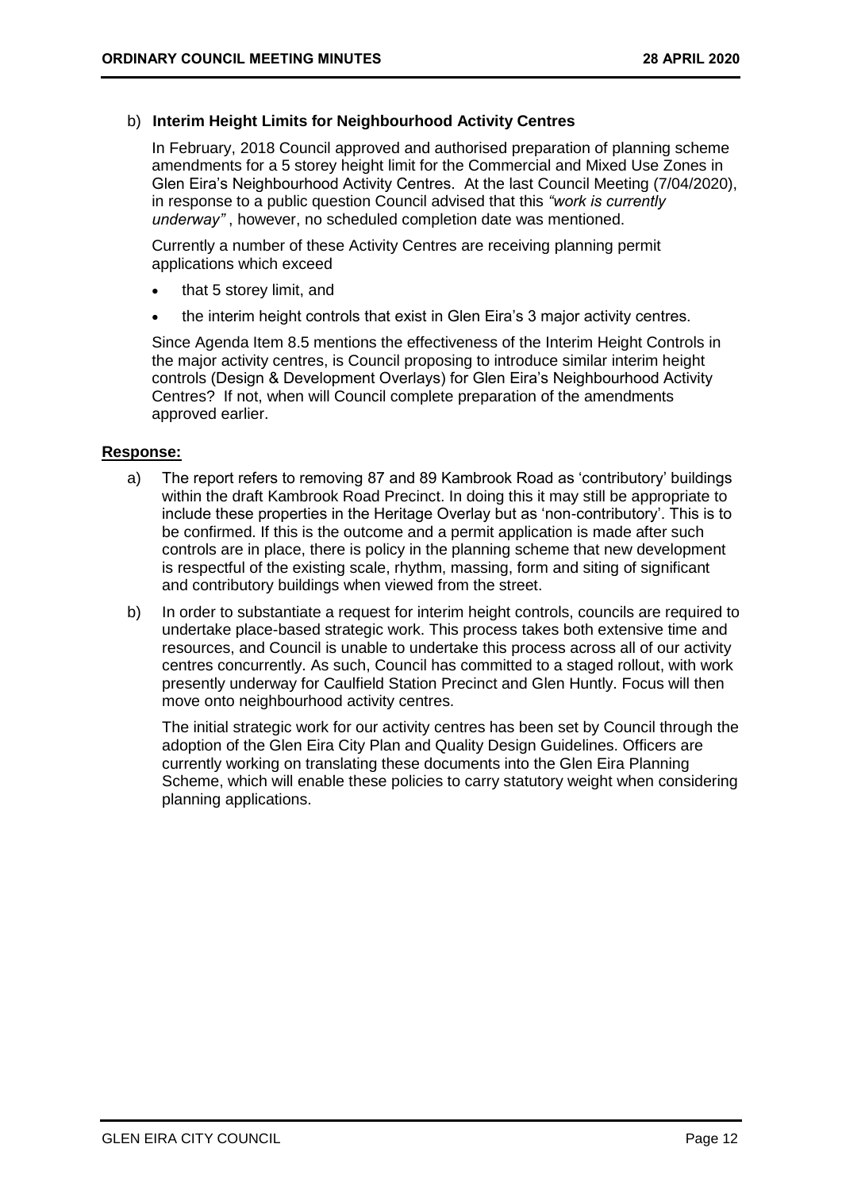b) **Interim Height Limits for Neighbourhood Activity Centres**

In February, 2018 Council approved and authorised preparation of planning scheme amendments for a 5 storey height limit for the Commercial and Mixed Use Zones in Glen Eira's Neighbourhood Activity Centres. At the last Council Meeting (7/04/2020), in response to a public question Council advised that this *"work is currently underway"* , however, no scheduled completion date was mentioned.

Currently a number of these Activity Centres are receiving planning permit applications which exceed

- that 5 storey limit, and
- the interim height controls that exist in Glen Eira's 3 major activity centres.

Since Agenda Item 8.5 mentions the effectiveness of the Interim Height Controls in the major activity centres, is Council proposing to introduce similar interim height controls (Design & Development Overlays) for Glen Eira's Neighbourhood Activity Centres? If not, when will Council complete preparation of the amendments approved earlier.

**Response:**

a) The report refers to removing 87 and 89 Kambrook Road as 'contributory' buildings within the draft Kambrook Road Precinct. In doing this it may still be appropriate to include these properties in the Heritage Overlay but as 'non-contributory'. This is to be confirmed. If this is the outcome and a permit application is made after such controls are in place, there is policy in the planning scheme that new development is respectful of the existing scale, rhythm, massing, form and siting of significant and contributory buildings when viewed from the street.

b) In order to substantiate a request for interim height controls, councils are required to undertake place-based strategic work. This process takes both extensive time and resources, and Council is unable to undertake this process across all of our activity centres concurrently. As such, Council has committed to a staged rollout, with work presently underway for Caulfield Station Precinct and Glen Huntly. Focus will then move onto neighbourhood activity centres.

The initial strategic work for our activity centres has been set by Council through the adoption of the Glen Eira City Plan and Quality Design Guidelines. Officers are currently working on translating these documents into the Glen Eira Planning Scheme, which will enable these policies to carry statutory weight when considering planning applications.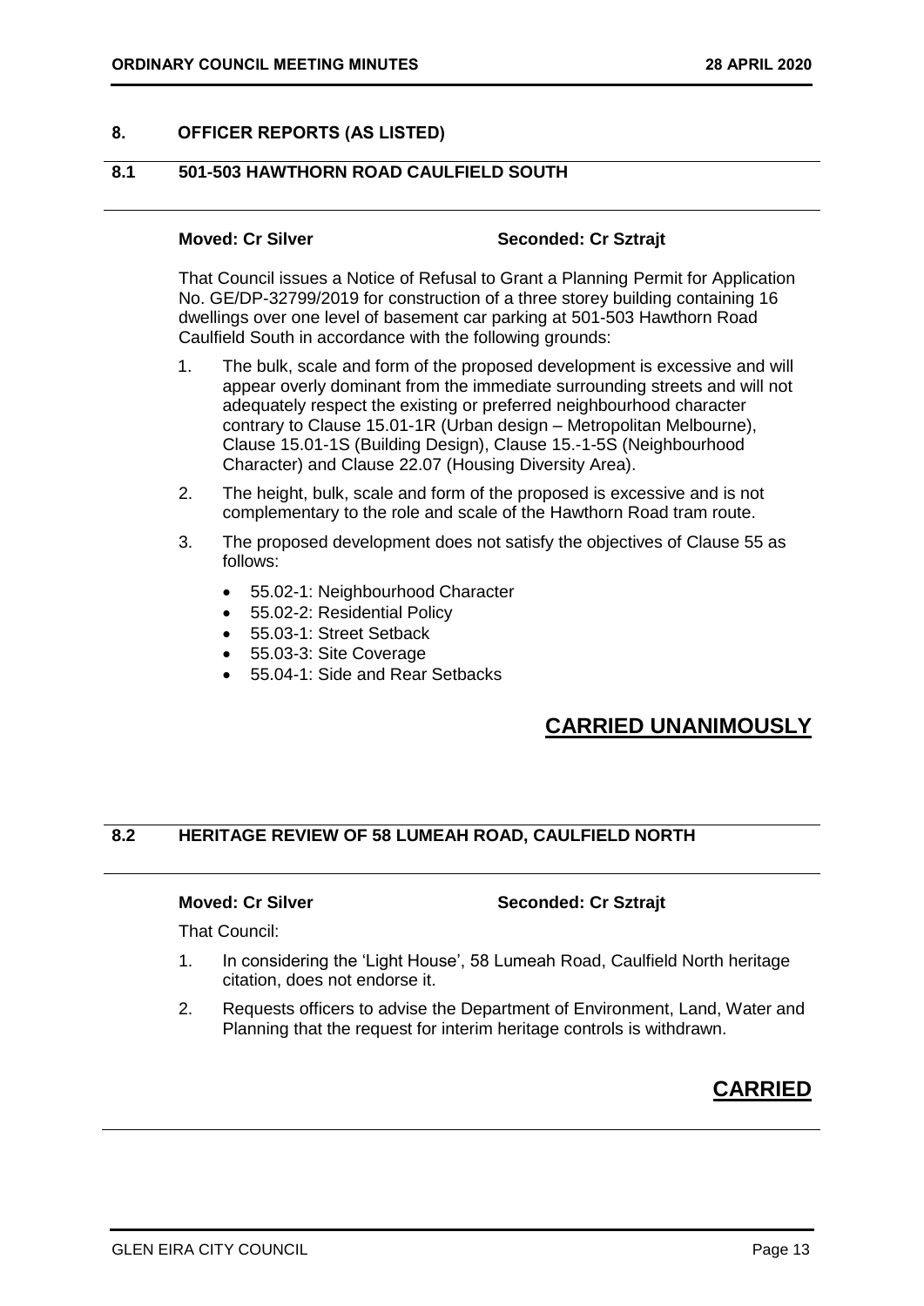## 8. OFFICER REPORTS (AS LISTED)

### 8.1 501-503 HAWTHORN ROAD CAULFIELD SOUTH

**Moved: Cr Silver** **Seconded: Cr Sztrajt**

That Council issues a Notice of Refusal to Grant a Planning Permit for Application No. GE/DP-32799/2019 for construction of a three storey building containing 16 dwellings over one level of basement car parking at 501-503 Hawthorn Road Caulfield South in accordance with the following grounds:

1. The bulk, scale and form of the proposed development is excessive and will appear overly dominant from the immediate surrounding streets and will not adequately respect the existing or preferred neighbourhood character contrary to Clause 15.01-1R (Urban design – Metropolitan Melbourne), Clause 15.01-1S (Building Design), Clause 15.-1-5S (Neighbourhood Character) and Clause 22.07 (Housing Diversity Area).
2. The height, bulk, scale and form of the proposed is excessive and is not complementary to the role and scale of the Hawthorn Road tram route.
3. The proposed development does not satisfy the objectives of Clause 55 as follows:
   - 55.02-1: Neighbourhood Character
   - 55.02-2: Residential Policy
   - 55.03-1: Street Setback
   - 55.03-3: Site Coverage
   - 55.04-1: Side and Rear Setbacks

**CARRIED UNANIMOUSLY**

### 8.2 HERITAGE REVIEW OF 58 LUMEAH ROAD, CAULFIELD NORTH

**Moved: Cr Silver** **Seconded: Cr Sztrajt**

That Council:

1. In considering the 'Light House', 58 Lumeah Road, Caulfield North heritage citation, does not endorse it.
2. Requests officers to advise the Department of Environment, Land, Water and Planning that the request for interim heritage controls is withdrawn.

**CARRIED**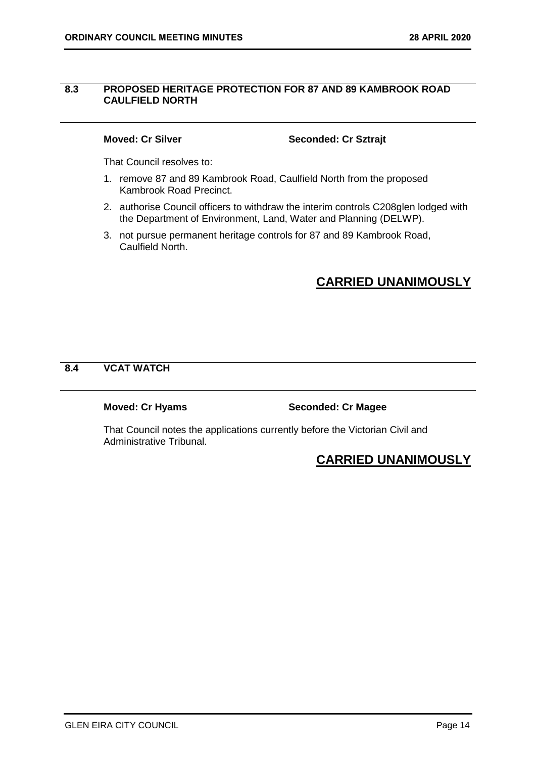## 8.3 PROPOSED HERITAGE PROTECTION FOR 87 AND 89 KAMBROOK ROAD CAULFIELD NORTH

**Moved: Cr Silver** **Seconded: Cr Sztrajt**

That Council resolves to:

1. remove 87 and 89 Kambrook Road, Caulfield North from the proposed Kambrook Road Precinct.
2. authorise Council officers to withdraw the interim controls C208glen lodged with the Department of Environment, Land, Water and Planning (DELWP).
3. not pursue permanent heritage controls for 87 and 89 Kambrook Road, Caulfield North.

**CARRIED UNANIMOUSLY**

## 8.4 VCAT WATCH

**Moved: Cr Hyams** **Seconded: Cr Magee**

That Council notes the applications currently before the Victorian Civil and Administrative Tribunal.

**CARRIED UNANIMOUSLY**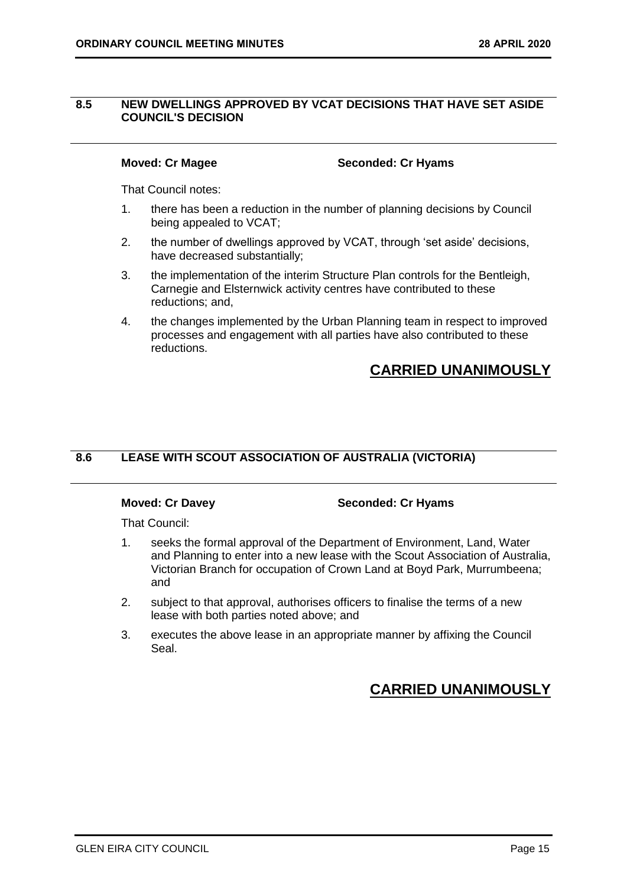## 8.5 NEW DWELLINGS APPROVED BY VCAT DECISIONS THAT HAVE SET ASIDE COUNCIL'S DECISION

**Moved: Cr Magee** **Seconded: Cr Hyams**

That Council notes:

1. there has been a reduction in the number of planning decisions by Council being appealed to VCAT;
2. the number of dwellings approved by VCAT, through 'set aside' decisions, have decreased substantially;
3. the implementation of the interim Structure Plan controls for the Bentleigh, Carnegie and Elsternwick activity centres have contributed to these reductions; and,
4. the changes implemented by the Urban Planning team in respect to improved processes and engagement with all parties have also contributed to these reductions.

**CARRIED UNANIMOUSLY**

## 8.6 LEASE WITH SCOUT ASSOCIATION OF AUSTRALIA (VICTORIA)

**Moved: Cr Davey** **Seconded: Cr Hyams**

That Council:

1. seeks the formal approval of the Department of Environment, Land, Water and Planning to enter into a new lease with the Scout Association of Australia, Victorian Branch for occupation of Crown Land at Boyd Park, Murrumbeena; and
2. subject to that approval, authorises officers to finalise the terms of a new lease with both parties noted above; and
3. executes the above lease in an appropriate manner by affixing the Council Seal.

**CARRIED UNANIMOUSLY**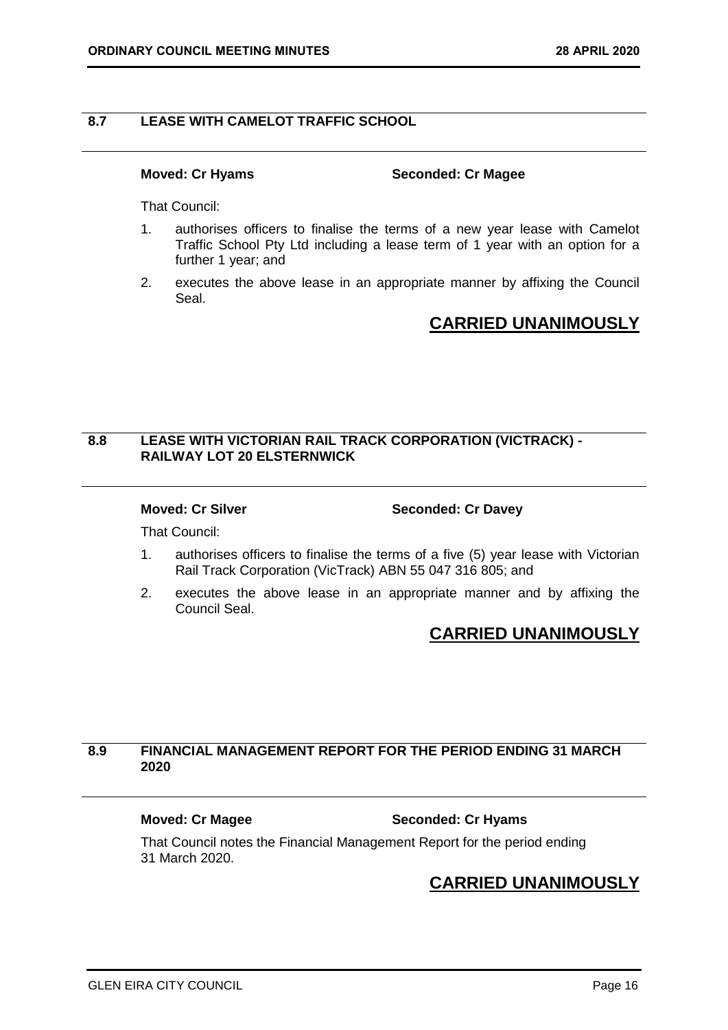## 8.7 LEASE WITH CAMELOT TRAFFIC SCHOOL

**Moved: Cr Hyams** **Seconded: Cr Magee**

That Council:

1. authorises officers to finalise the terms of a new year lease with Camelot Traffic School Pty Ltd including a lease term of 1 year with an option for a further 1 year; and
2. executes the above lease in an appropriate manner by affixing the Council Seal.

**CARRIED UNANIMOUSLY**

## 8.8 LEASE WITH VICTORIAN RAIL TRACK CORPORATION (VICTRACK) - RAILWAY LOT 20 ELSTERNWICK

**Moved: Cr Silver** **Seconded: Cr Davey**

That Council:

1. authorises officers to finalise the terms of a five (5) year lease with Victorian Rail Track Corporation (VicTrack) ABN 55 047 316 805; and
2. executes the above lease in an appropriate manner and by affixing the Council Seal.

**CARRIED UNANIMOUSLY**

## 8.9 FINANCIAL MANAGEMENT REPORT FOR THE PERIOD ENDING 31 MARCH 2020

**Moved: Cr Magee** **Seconded: Cr Hyams**

That Council notes the Financial Management Report for the period ending 31 March 2020.

**CARRIED UNANIMOUSLY**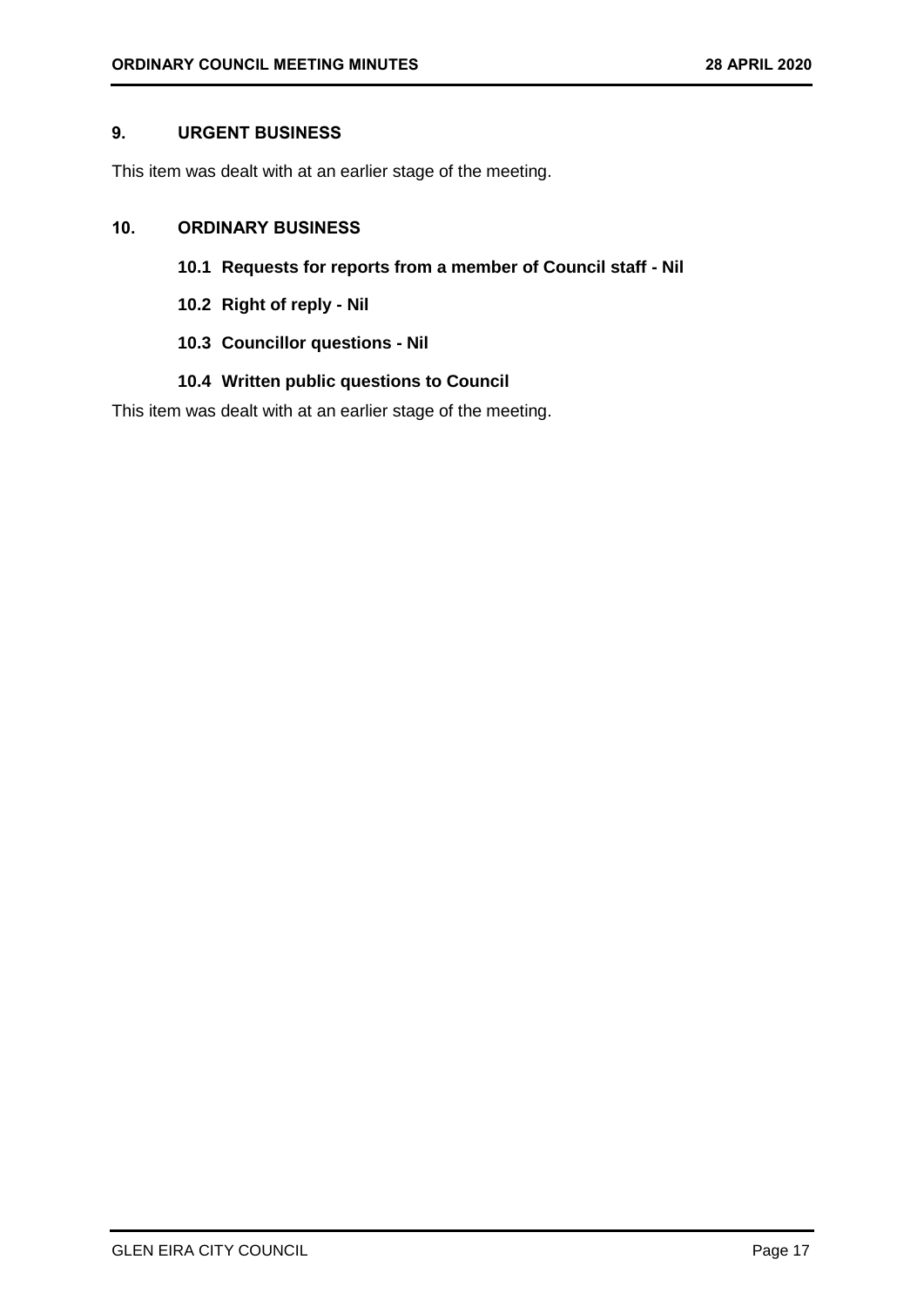## 9. URGENT BUSINESS

This item was dealt with at an earlier stage of the meeting.

## 10. ORDINARY BUSINESS

### 10.1 Requests for reports from a member of Council staff - Nil

### 10.2 Right of reply - Nil

### 10.3 Councillor questions - Nil

### 10.4 Written public questions to Council

This item was dealt with at an earlier stage of the meeting.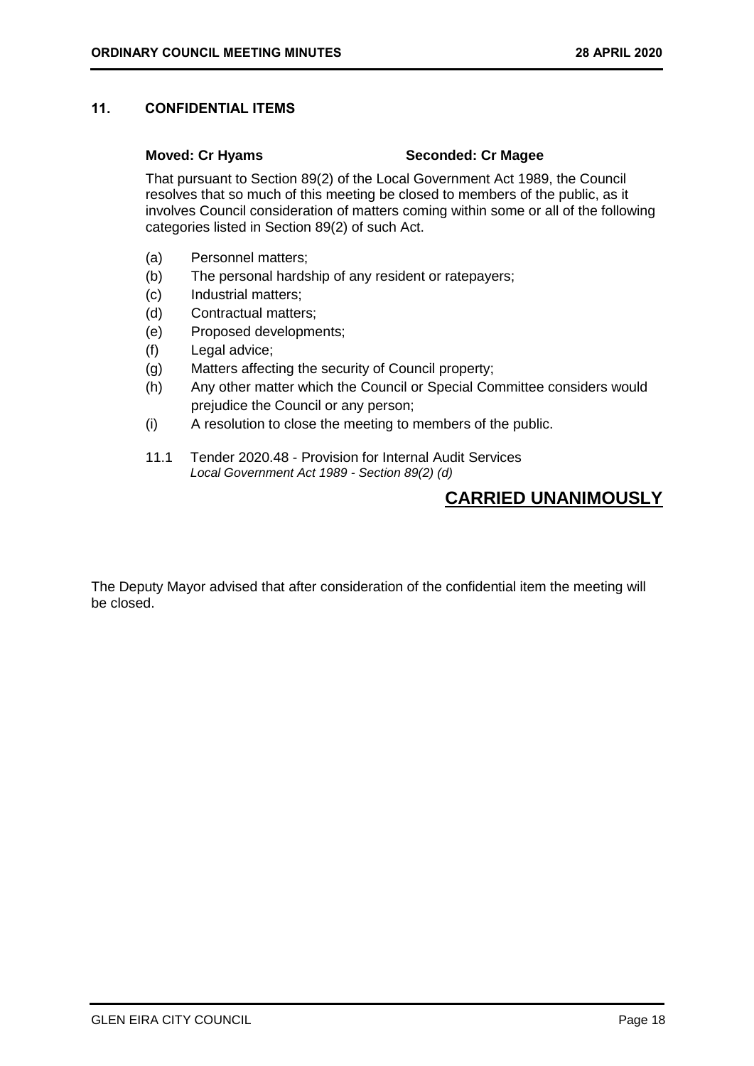## 11. CONFIDENTIAL ITEMS

**Moved: Cr Hyams** **Seconded: Cr Magee**

That pursuant to Section 89(2) of the Local Government Act 1989, the Council resolves that so much of this meeting be closed to members of the public, as it involves Council consideration of matters coming within some or all of the following categories listed in Section 89(2) of such Act.

- (a) Personnel matters;
- (b) The personal hardship of any resident or ratepayers;
- (c) Industrial matters;
- (d) Contractual matters;
- (e) Proposed developments;
- (f) Legal advice;
- (g) Matters affecting the security of Council property;
- (h) Any other matter which the Council or Special Committee considers would prejudice the Council or any person;
- (i) A resolution to close the meeting to members of the public.

11.1 Tender 2020.48 - Provision for Internal Audit Services
*Local Government Act 1989 - Section 89(2) (d)*

**CARRIED UNANIMOUSLY**

The Deputy Mayor advised that after consideration of the confidential item the meeting will be closed.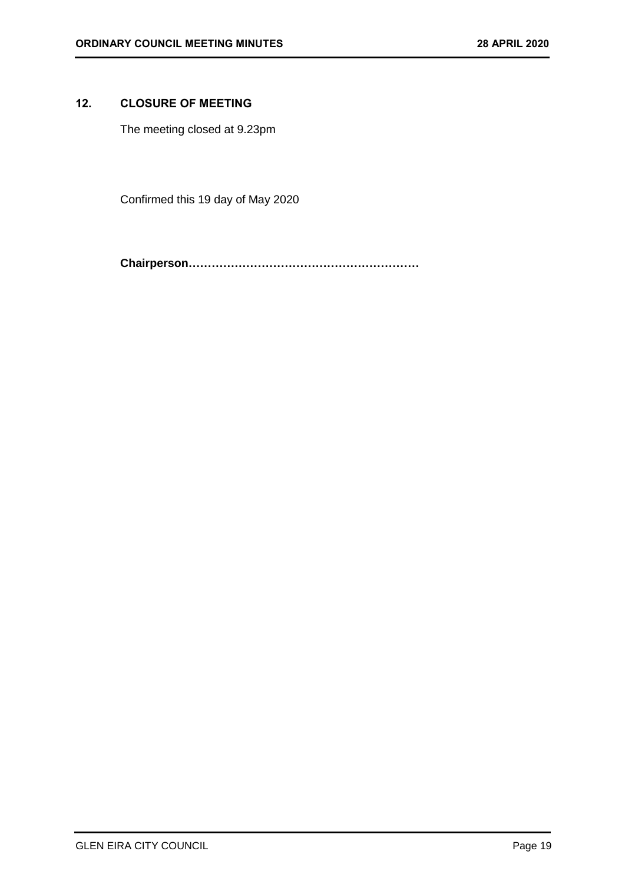## 12. CLOSURE OF MEETING

The meeting closed at 9.23pm

Confirmed this 19 day of May 2020

**Chairperson……………………………………………………**